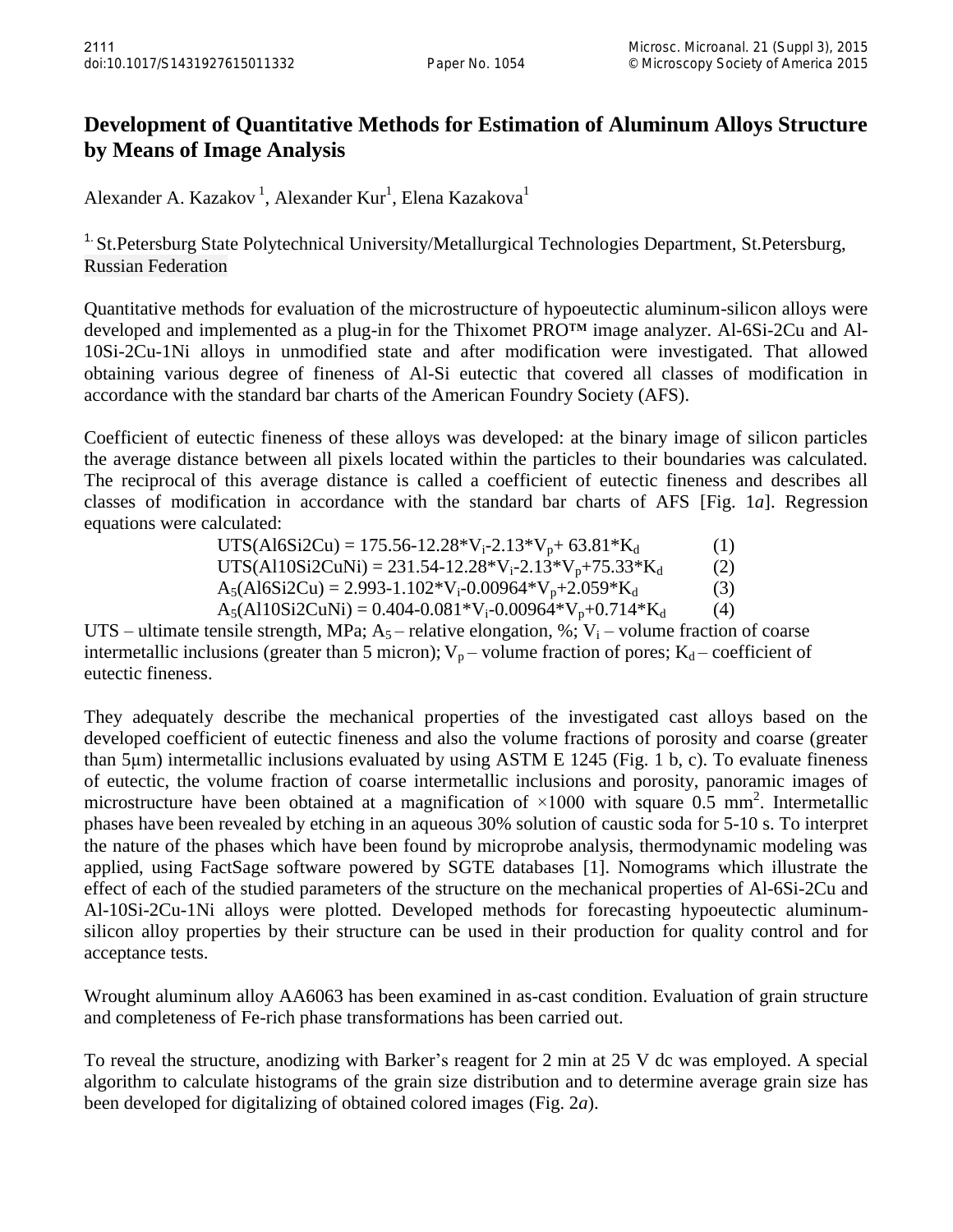# Development of Quantitative Methods for Estimation of Aluminum Alloys Structure by Means of Image Analysis

Alexander A. Kazakov [1], Alexander Kur[1], Elena Kazakova[1]

[1.] St.Petersburg State Polytechnical University/Metallurgical Technologies Department, St.Petersburg, Russian Federation

Quantitative methods for evaluation of the microstructure of hypoeutectic aluminum-silicon alloys were developed and implemented as a plug-in for the Thixomet PRO™ image analyzer. Al-6Si-2Cu and Al-10Si-2Cu-1Ni alloys in unmodified state and after modification were investigated. That allowed obtaining various degree of fineness of Al-Si eutectic that covered all classes of modification in accordance with the standard bar charts of the American Foundry Society (AFS).

Coefficient of eutectic fineness of these alloys was developed: at the binary image of silicon particles the average distance between all pixels located within the particles to their boundaries was calculated. The reciprocal of this average distance is called a coefficient of eutectic fineness and describes all classes of modification in accordance with the standard bar charts of AFS [Fig. 1*a*]. Regression equations were calculated:

$$UTS(Al6Si2Cu) = 175.56-12.28*V_i-2.13*V_p+ 63.81*K_d \quad (1)$$

$$UTS(Al10Si2CuNi) = 231.54-12.28*V_i-2.13*V_p+75.33*K_d \quad (2)$$

$$A_5(Al6Si2Cu) = 2.993-1.102*V_i-0.00964*V_p+2.059*K_d \quad (3)$$

$$A_5(Al10Si2CuNi) = 0.404-0.081*V_i-0.00964*V_p+0.714*K_d \quad (4)$$

UTS – ultimate tensile strength, MPa; $A_5$ – relative elongation, %; $V_i$ – volume fraction of coarse intermetallic inclusions (greater than 5 micron); $V_p$ – volume fraction of pores; $K_d$ – coefficient of eutectic fineness.

They adequately describe the mechanical properties of the investigated cast alloys based on the developed coefficient of eutectic fineness and also the volume fractions of porosity and coarse (greater than 5μm) intermetallic inclusions evaluated by using ASTM E 1245 (Fig. 1 b, c). To evaluate fineness of eutectic, the volume fraction of coarse intermetallic inclusions and porosity, panoramic images of microstructure have been obtained at a magnification of ×1000 with square 0.5 $mm^2$. Intermetallic phases have been revealed by etching in an aqueous 30% solution of caustic soda for 5-10 s. To interpret the nature of the phases which have been found by microprobe analysis, thermodynamic modeling was applied, using FactSage software powered by SGTE databases [1]. Nomograms which illustrate the effect of each of the studied parameters of the structure on the mechanical properties of Al-6Si-2Cu and Al-10Si-2Cu-1Ni alloys were plotted. Developed methods for forecasting hypoeutectic aluminum-silicon alloy properties by their structure can be used in their production for quality control and for acceptance tests.

Wrought aluminum alloy AA6063 has been examined in as-cast condition. Evaluation of grain structure and completeness of Fe-rich phase transformations has been carried out.

To reveal the structure, anodizing with Barker's reagent for 2 min at 25 V dc was employed. A special algorithm to calculate histograms of the grain size distribution and to determine average grain size has been developed for digitalizing of obtained colored images (Fig. 2*a*).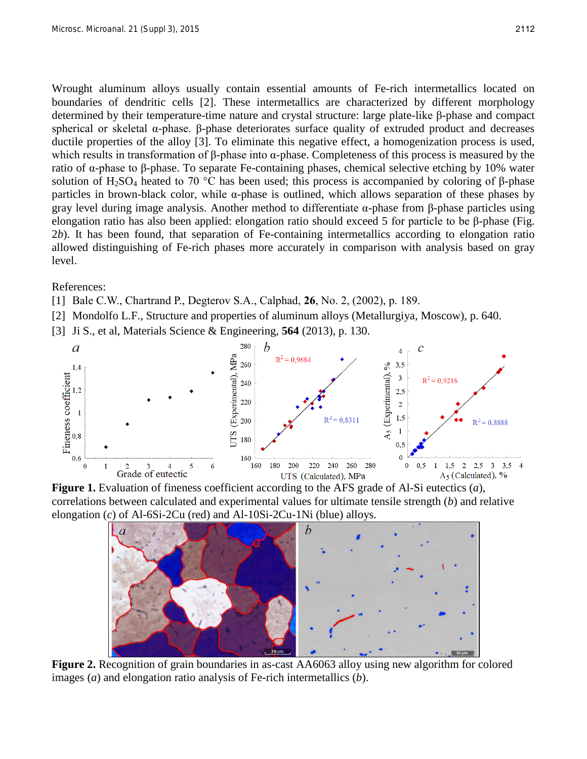Wrought aluminum alloys usually contain essential amounts of Fe-rich intermetallics located on boundaries of dendritic cells [2]. These intermetallics are characterized by different morphology determined by their temperature-time nature and crystal structure: large plate-like β-phase and compact spherical or skeletal α-phase. β-phase deteriorates surface quality of extruded product and decreases ductile properties of the alloy [3]. To eliminate this negative effect, a homogenization process is used, which results in transformation of β-phase into α-phase. Completeness of this process is measured by the ratio of α-phase to β-phase. To separate Fe-containing phases, chemical selective etching by 10% water solution of $H_2SO_4$ heated to 70 °C has been used; this process is accompanied by coloring of β-phase particles in brown-black color, while α-phase is outlined, which allows separation of these phases by gray level during image analysis. Another method to differentiate α-phase from β-phase particles using elongation ratio has also been applied: elongation ratio should exceed 5 for particle to be β-phase (Fig. 2*b*). It has been found, that separation of Fe-containing intermetallics according to elongation ratio allowed distinguishing of Fe-rich phases more accurately in comparison with analysis based on gray level.

References:

[1] Bale C.W., Chartrand P., Degterov S.A., Calphad, **26**, No. 2, (2002), p. 189.

[2] Mondolfo L.F., Structure and properties of aluminum alloys (Metallurgiya, Moscow), p. 640.

[3] Ji S., et al, Materials Science & Engineering, **564** (2013), p. 130.

a
Fineness coefficient
0,6 0,8 1 1,2 1,4
0 1 2 3 4 5 6
Grade of eutectic

b
UTS (Experimental), MPa
160 180 200 220 240 260 280
$R^2 = 0{,}9684$
$R^2 = 0{,}8311$
160 180 200 220 240 260 280
UTS (Calculated), MPa

c
$A_5$ (Experimental), %
0 0,5 1 1,5 2 2,5 3 3,5 4
$R^2 = 0{,}9216$
$R^2 = 0{,}8888$
0 0,5 1 1,5 2 2,5 3 3,5 4
$A_5$ (Calculated), %

**Figure 1.** Evaluation of fineness coefficient according to the AFS grade of Al-Si eutectics (*a*), correlations between calculated and experimental values for ultimate tensile strength (*b*) and relative elongation (*c*) of Al-6Si-2Cu (red) and Al-10Si-2Cu-1Ni (blue) alloys.

a
70 µm
b
20 µm

**Figure 2.** Recognition of grain boundaries in as-cast AA6063 alloy using new algorithm for colored images (*a*) and elongation ratio analysis of Fe-rich intermetallics (*b*).